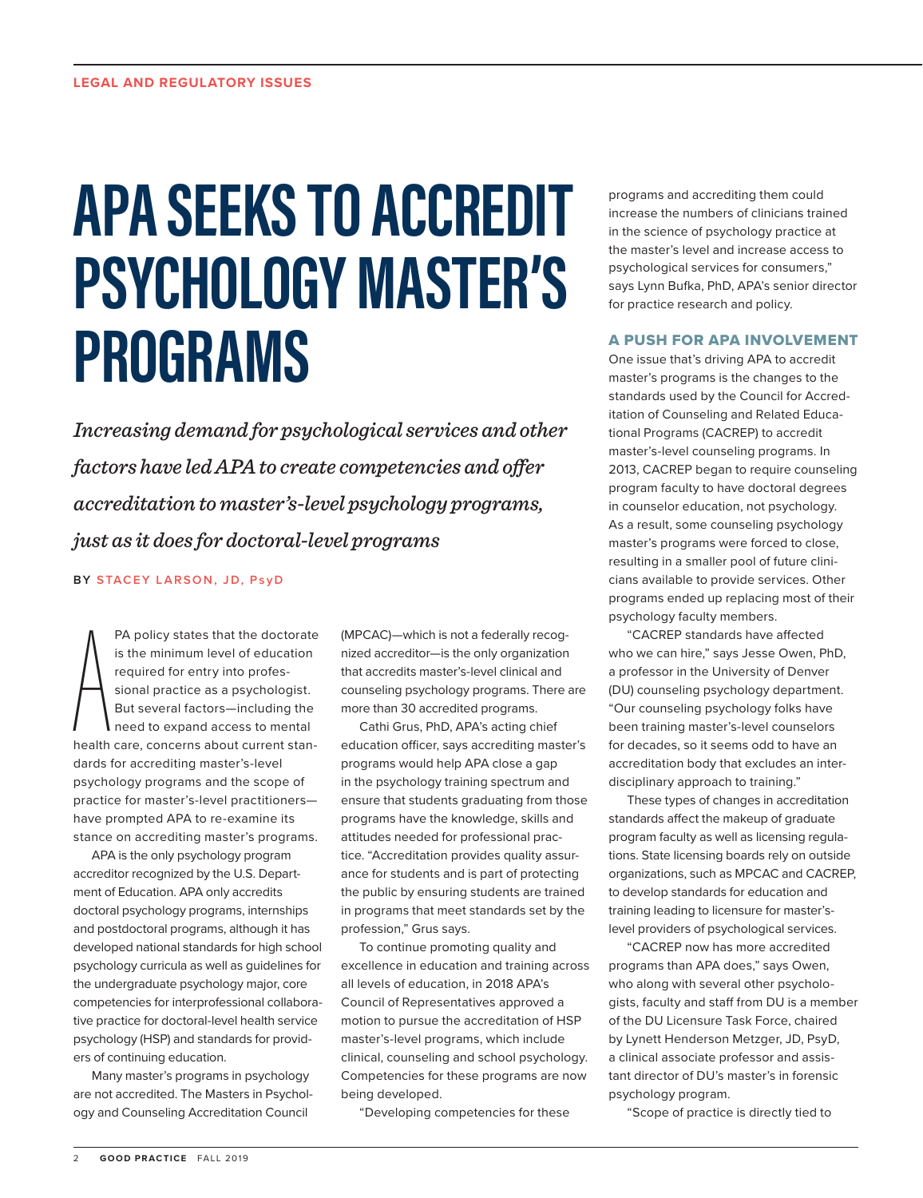LEGAL AND REGULATORY ISSUES

# APA SEEKS TO ACCREDIT PSYCHOLOGY MASTER'S PROGRAMS

*Increasing demand for psychological services and other factors have led APA to create competencies and offer accreditation to master's-level psychology programs, just as it does for doctoral-level programs*

**BY STACEY LARSON, JD, PsyD**

APA policy states that the doctorate is the minimum level of education required for entry into professional practice as a psychologist. But several factors—including the need to expand access to mental health care, concerns about current standards for accrediting master's-level psychology programs and the scope of practice for master's-level practitioners—have prompted APA to re-examine its stance on accrediting master's programs.

APA is the only psychology program accreditor recognized by the U.S. Department of Education. APA only accredits doctoral psychology programs, internships and postdoctoral programs, although it has developed national standards for high school psychology curricula as well as guidelines for the undergraduate psychology major, core competencies for interprofessional collaborative practice for doctoral-level health service psychology (HSP) and standards for providers of continuing education.

Many master's programs in psychology are not accredited. The Masters in Psychology and Counseling Accreditation Council (MPCAC)—which is not a federally recognized accreditor—is the only organization that accredits master's-level clinical and counseling psychology programs. There are more than 30 accredited programs.

Cathi Grus, PhD, APA's acting chief education officer, says accrediting master's programs would help APA close a gap in the psychology training spectrum and ensure that students graduating from those programs have the knowledge, skills and attitudes needed for professional practice. "Accreditation provides quality assurance for students and is part of protecting the public by ensuring students are trained in programs that meet standards set by the profession," Grus says.

To continue promoting quality and excellence in education and training across all levels of education, in 2018 APA's Council of Representatives approved a motion to pursue the accreditation of HSP master's-level programs, which include clinical, counseling and school psychology. Competencies for these programs are now being developed.

"Developing competencies for these programs and accrediting them could increase the numbers of clinicians trained in the science of psychology practice at the master's level and increase access to psychological services for consumers," says Lynn Bufka, PhD, APA's senior director for practice research and policy.

## A PUSH FOR APA INVOLVEMENT

One issue that's driving APA to accredit master's programs is the changes to the standards used by the Council for Accreditation of Counseling and Related Educational Programs (CACREP) to accredit master's-level counseling programs. In 2013, CACREP began to require counseling program faculty to have doctoral degrees in counselor education, not psychology. As a result, some counseling psychology master's programs were forced to close, resulting in a smaller pool of future clinicians available to provide services. Other programs ended up replacing most of their psychology faculty members.

"CACREP standards have affected who we can hire," says Jesse Owen, PhD, a professor in the University of Denver (DU) counseling psychology department. "Our counseling psychology folks have been training master's-level counselors for decades, so it seems odd to have an accreditation body that excludes an interdisciplinary approach to training."

These types of changes in accreditation standards affect the makeup of graduate program faculty as well as licensing regulations. State licensing boards rely on outside organizations, such as MPCAC and CACREP, to develop standards for education and training leading to licensure for master's-level providers of psychological services.

"CACREP now has more accredited programs than APA does," says Owen, who along with several other psychologists, faculty and staff from DU is a member of the DU Licensure Task Force, chaired by Lynett Henderson Metzger, JD, PsyD, a clinical associate professor and assistant director of DU's master's in forensic psychology program.

"Scope of practice is directly tied to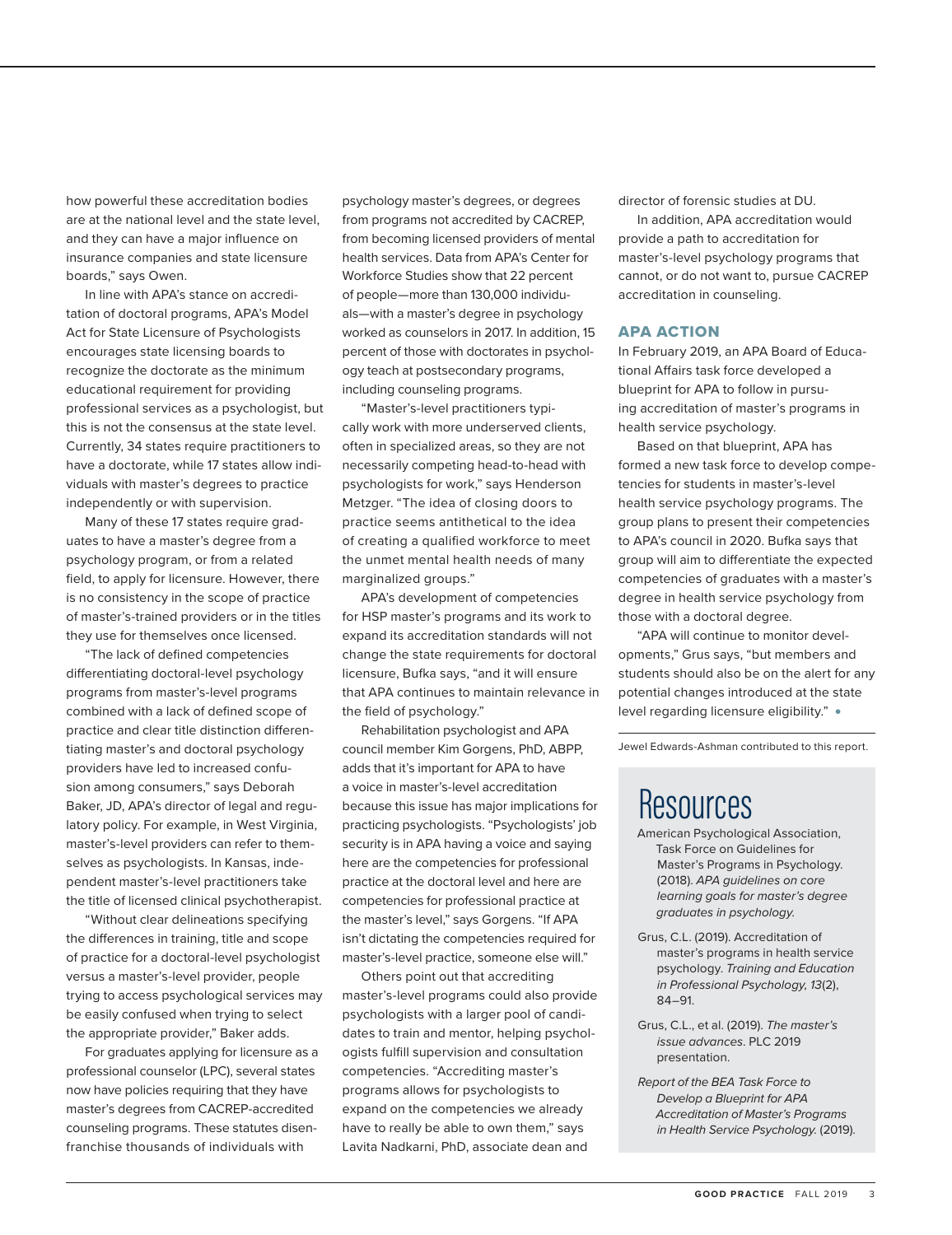how powerful these accreditation bodies are at the national level and the state level, and they can have a major influence on insurance companies and state licensure boards," says Owen.

In line with APA's stance on accreditation of doctoral programs, APA's Model Act for State Licensure of Psychologists encourages state licensing boards to recognize the doctorate as the minimum educational requirement for providing professional services as a psychologist, but this is not the consensus at the state level. Currently, 34 states require practitioners to have a doctorate, while 17 states allow individuals with master's degrees to practice independently or with supervision.

Many of these 17 states require graduates to have a master's degree from a psychology program, or from a related field, to apply for licensure. However, there is no consistency in the scope of practice of master's-trained providers or in the titles they use for themselves once licensed.

"The lack of defined competencies differentiating doctoral-level psychology programs from master's-level programs combined with a lack of defined scope of practice and clear title distinction differentiating master's and doctoral psychology providers have led to increased confusion among consumers," says Deborah Baker, JD, APA's director of legal and regulatory policy. For example, in West Virginia, master's-level providers can refer to themselves as psychologists. In Kansas, independent master's-level practitioners take the title of licensed clinical psychotherapist.

"Without clear delineations specifying the differences in training, title and scope of practice for a doctoral-level psychologist versus a master's-level provider, people trying to access psychological services may be easily confused when trying to select the appropriate provider," Baker adds.

For graduates applying for licensure as a professional counselor (LPC), several states now have policies requiring that they have master's degrees from CACREP-accredited counseling programs. These statutes disenfranchise thousands of individuals with psychology master's degrees, or degrees from programs not accredited by CACREP, from becoming licensed providers of mental health services. Data from APA's Center for Workforce Studies show that 22 percent of people—more than 130,000 individuals—with a master's degree in psychology worked as counselors in 2017. In addition, 15 percent of those with doctorates in psychology teach at postsecondary programs, including counseling programs.

"Master's-level practitioners typically work with more underserved clients, often in specialized areas, so they are not necessarily competing head-to-head with psychologists for work," says Henderson Metzger. "The idea of closing doors to practice seems antithetical to the idea of creating a qualified workforce to meet the unmet mental health needs of many marginalized groups."

APA's development of competencies for HSP master's programs and its work to expand its accreditation standards will not change the state requirements for doctoral licensure, Bufka says, "and it will ensure that APA continues to maintain relevance in the field of psychology."

Rehabilitation psychologist and APA council member Kim Gorgens, PhD, ABPP, adds that it's important for APA to have a voice in master's-level accreditation because this issue has major implications for practicing psychologists. "Psychologists' job security is in APA having a voice and saying here are the competencies for professional practice at the doctoral level and here are competencies for professional practice at the master's level," says Gorgens. "If APA isn't dictating the competencies required for master's-level practice, someone else will."

Others point out that accrediting master's-level programs could also provide psychologists with a larger pool of candidates to train and mentor, helping psychologists fulfill supervision and consultation competencies. "Accrediting master's programs allows for psychologists to expand on the competencies we already have to really be able to own them," says Lavita Nadkarni, PhD, associate dean and director of forensic studies at DU.

In addition, APA accreditation would provide a path to accreditation for master's-level psychology programs that cannot, or do not want to, pursue CACREP accreditation in counseling.

## APA ACTION

In February 2019, an APA Board of Educational Affairs task force developed a blueprint for APA to follow in pursuing accreditation of master's programs in health service psychology.

Based on that blueprint, APA has formed a new task force to develop competencies for students in master's-level health service psychology programs. The group plans to present their competencies to APA's council in 2020. Bufka says that group will aim to differentiate the expected competencies of graduates with a master's degree in health service psychology from those with a doctoral degree.

"APA will continue to monitor developments," Grus says, "but members and students should also be on the alert for any potential changes introduced at the state level regarding licensure eligibility." •

Jewel Edwards-Ashman contributed to this report.

## Resources

American Psychological Association, Task Force on Guidelines for Master's Programs in Psychology. (2018). *APA guidelines on core learning goals for master's degree graduates in psychology.*

Grus, C.L. (2019). Accreditation of master's programs in health service psychology. *Training and Education in Professional Psychology, 13*(2), 84–91.

Grus, C.L., et al. (2019). *The master's issue advances*. PLC 2019 presentation.

*Report of the BEA Task Force to Develop a Blueprint for APA Accreditation of Master's Programs in Health Service Psychology.* (2019).